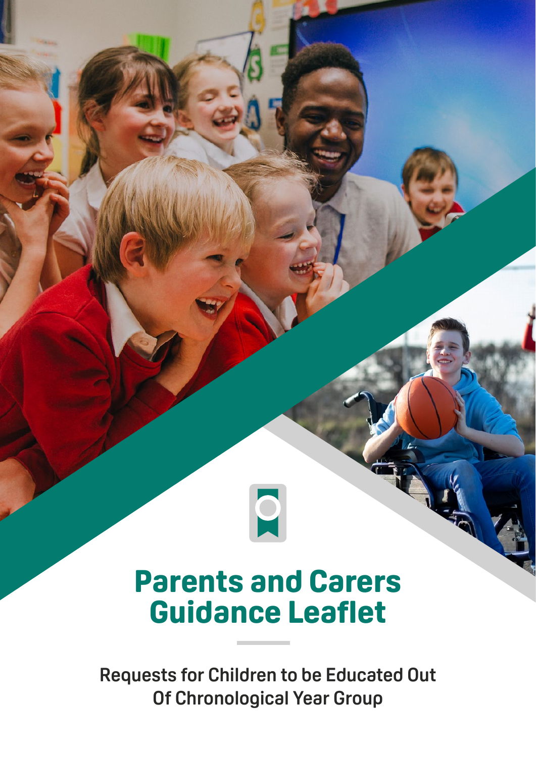# Parents and Carers Guidance Leaflet

Requests for Children to be Educated Out Of Chronological Year Group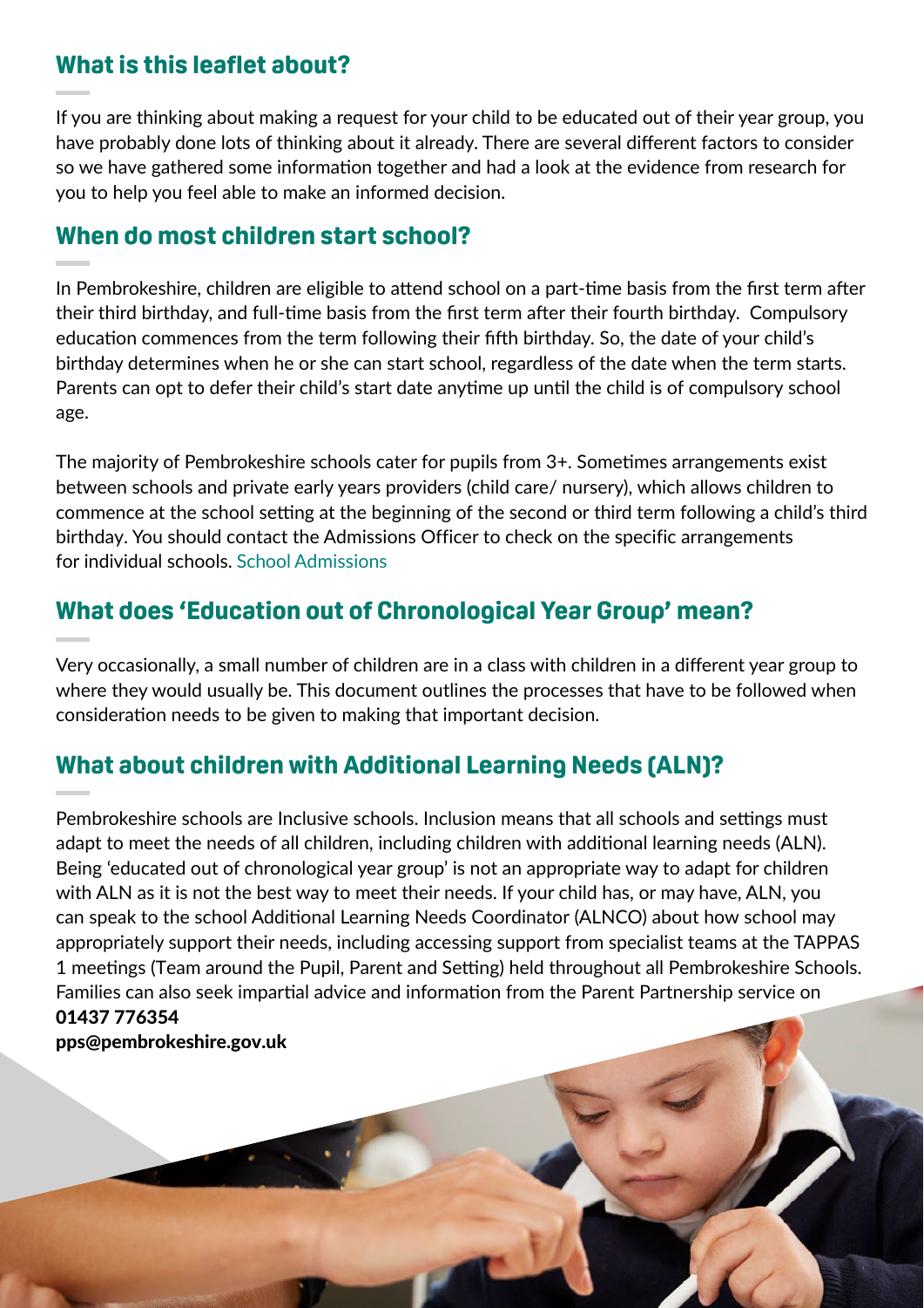## What is this leaflet about?

If you are thinking about making a request for your child to be educated out of their year group, you have probably done lots of thinking about it already. There are several different factors to consider so we have gathered some information together and had a look at the evidence from research for you to help you feel able to make an informed decision.

## When do most children start school?

In Pembrokeshire, children are eligible to attend school on a part-time basis from the first term after their third birthday, and full-time basis from the first term after their fourth birthday. Compulsory education commences from the term following their fifth birthday. So, the date of your child's birthday determines when he or she can start school, regardless of the date when the term starts. Parents can opt to defer their child's start date anytime up until the child is of compulsory school age.

The majority of Pembrokeshire schools cater for pupils from 3+. Sometimes arrangements exist between schools and private early years providers (child care/ nursery), which allows children to commence at the school setting at the beginning of the second or third term following a child's third birthday. You should contact the Admissions Officer to check on the specific arrangements for individual schools. School Admissions

## What does 'Education out of Chronological Year Group' mean?

Very occasionally, a small number of children are in a class with children in a different year group to where they would usually be. This document outlines the processes that have to be followed when consideration needs to be given to making that important decision.

## What about children with Additional Learning Needs (ALN)?

Pembrokeshire schools are Inclusive schools. Inclusion means that all schools and settings must adapt to meet the needs of all children, including children with additional learning needs (ALN). Being 'educated out of chronological year group' is not an appropriate way to adapt for children with ALN as it is not the best way to meet their needs. If your child has, or may have, ALN, you can speak to the school Additional Learning Needs Coordinator (ALNCO) about how school may appropriately support their needs, including accessing support from specialist teams at the TAPPAS 1 meetings (Team around the Pupil, Parent and Setting) held throughout all Pembrokeshire Schools. Families can also seek impartial advice and information from the Parent Partnership service on
**01437 776354**
**pps@pembrokeshire.gov.uk**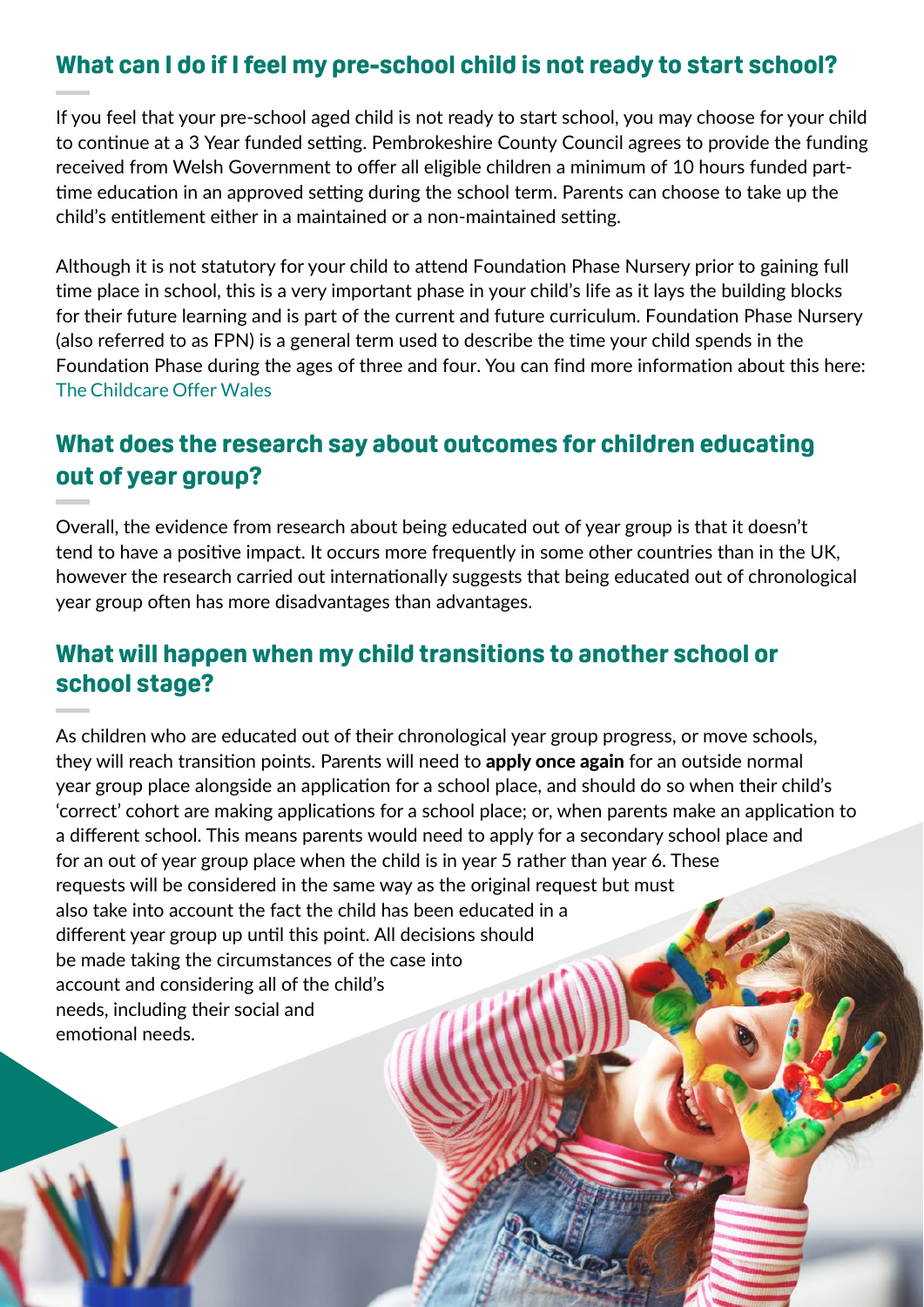## What can I do if I feel my pre-school child is not ready to start school?

If you feel that your pre-school aged child is not ready to start school, you may choose for your child to continue at a 3 Year funded setting. Pembrokeshire County Council agrees to provide the funding received from Welsh Government to offer all eligible children a minimum of 10 hours funded part-time education in an approved setting during the school term. Parents can choose to take up the child's entitlement either in a maintained or a non-maintained setting.

Although it is not statutory for your child to attend Foundation Phase Nursery prior to gaining full time place in school, this is a very important phase in your child's life as it lays the building blocks for their future learning and is part of the current and future curriculum. Foundation Phase Nursery (also referred to as FPN) is a general term used to describe the time your child spends in the Foundation Phase during the ages of three and four. You can find more information about this here: The Childcare Offer Wales

## What does the research say about outcomes for children educating out of year group?

Overall, the evidence from research about being educated out of year group is that it doesn't tend to have a positive impact. It occurs more frequently in some other countries than in the UK, however the research carried out internationally suggests that being educated out of chronological year group often has more disadvantages than advantages.

## What will happen when my child transitions to another school or school stage?

As children who are educated out of their chronological year group progress, or move schools, they will reach transition points. Parents will need to **apply once again** for an outside normal year group place alongside an application for a school place, and should do so when their child's 'correct' cohort are making applications for a school place; or, when parents make an application to a different school. This means parents would need to apply for a secondary school place and for an out of year group place when the child is in year 5 rather than year 6. These requests will be considered in the same way as the original request but must also take into account the fact the child has been educated in a different year group up until this point. All decisions should be made taking the circumstances of the case into account and considering all of the child's needs, including their social and emotional needs.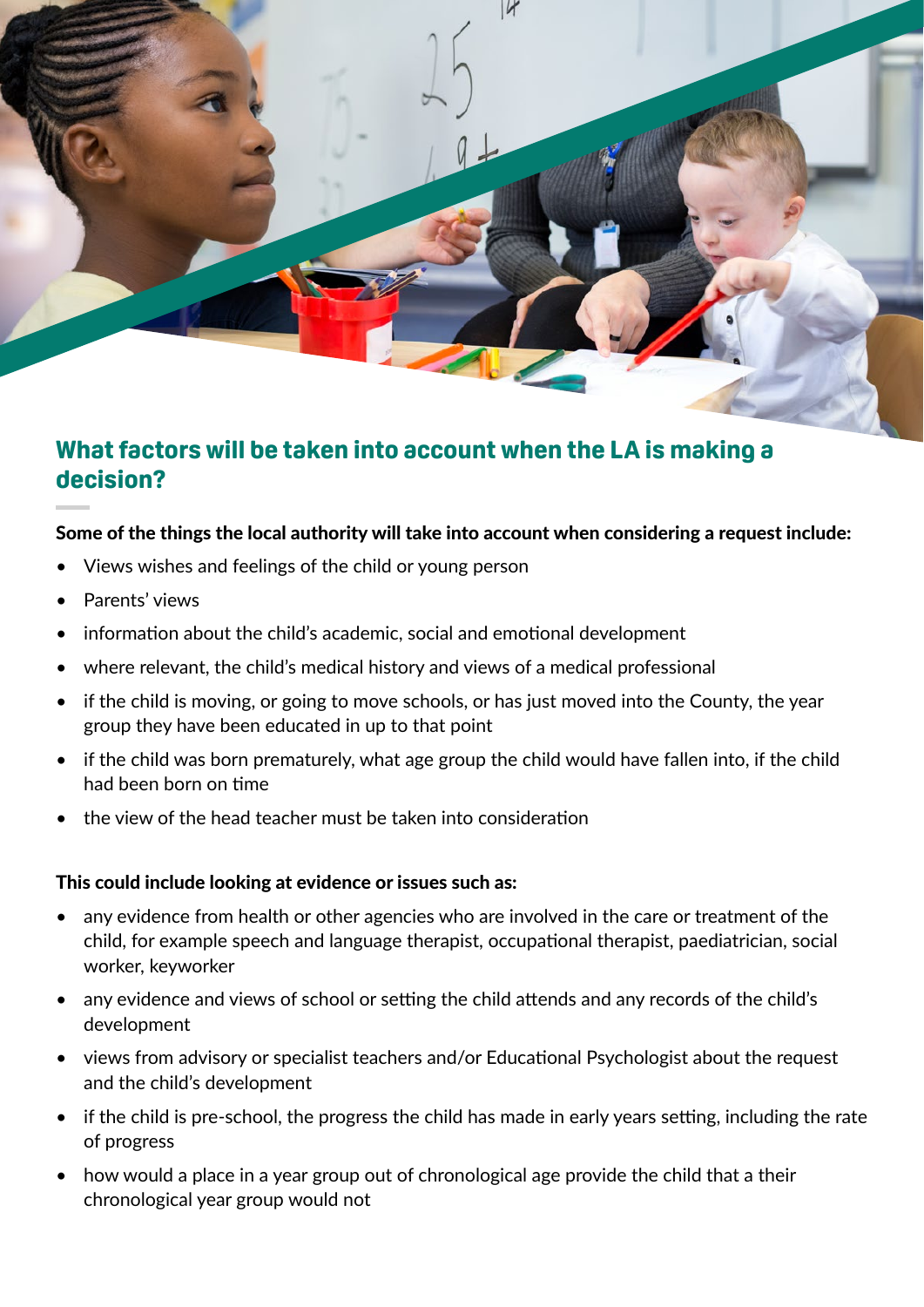## What factors will be taken into account when the LA is making a decision?

**Some of the things the local authority will take into account when considering a request include:**

- Views wishes and feelings of the child or young person
- Parents' views
- information about the child's academic, social and emotional development
- where relevant, the child's medical history and views of a medical professional
- if the child is moving, or going to move schools, or has just moved into the County, the year group they have been educated in up to that point
- if the child was born prematurely, what age group the child would have fallen into, if the child had been born on time
- the view of the head teacher must be taken into consideration

**This could include looking at evidence or issues such as:**

- any evidence from health or other agencies who are involved in the care or treatment of the child, for example speech and language therapist, occupational therapist, paediatrician, social worker, keyworker
- any evidence and views of school or setting the child attends and any records of the child's development
- views from advisory or specialist teachers and/or Educational Psychologist about the request and the child's development
- if the child is pre-school, the progress the child has made in early years setting, including the rate of progress
- how would a place in a year group out of chronological age provide the child that a their chronological year group would not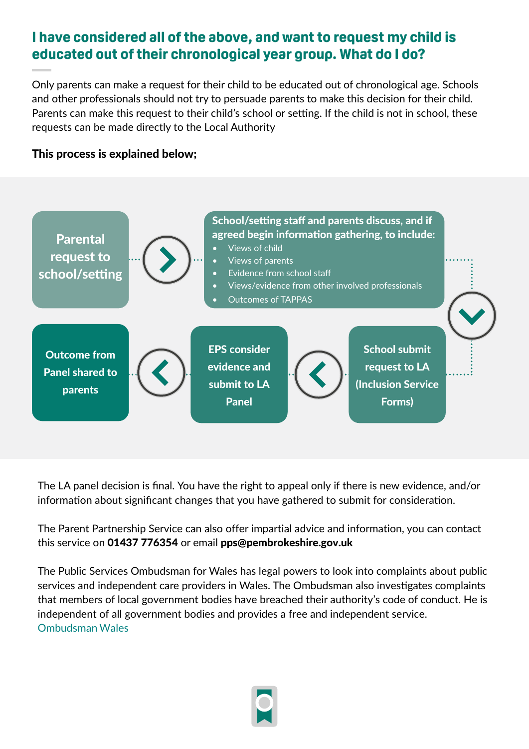## I have considered all of the above, and want to request my child is educated out of their chronological year group. What do I do?

Only parents can make a request for their child to be educated out of chronological age. Schools and other professionals should not try to persuade parents to make this decision for their child. Parents can make this request to their child's school or setting. If the child is not in school, these requests can be made directly to the Local Authority

**This process is explained below;**

Parental request to school/setting

School/setting staff and parents discuss, and if agreed begin information gathering, to include:

- Views of child
- Views of parents
- Evidence from school staff
- Views/evidence from other involved professionals
- Outcomes of TAPPAS

School submit request to LA (Inclusion Service Forms)

EPS consider evidence and submit to LA Panel

Outcome from Panel shared to parents

The LA panel decision is final. You have the right to appeal only if there is new evidence, and/or information about significant changes that you have gathered to submit for consideration.

The Parent Partnership Service can also offer impartial advice and information, you can contact this service on **01437 776354** or email **pps@pembrokeshire.gov.uk**

The Public Services Ombudsman for Wales has legal powers to look into complaints about public services and independent care providers in Wales. The Ombudsman also investigates complaints that members of local government bodies have breached their authority's code of conduct. He is independent of all government bodies and provides a free and independent service.
Ombudsman Wales